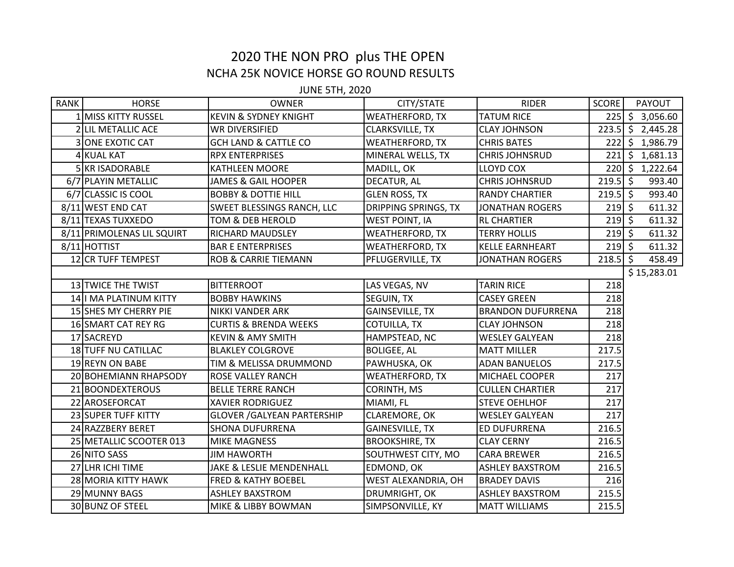# 2020 THE NON PRO plus THE OPEN

## NCHA 25K NOVICE HORSE GO ROUND RESULTS

JUNE 5TH, 2020

| RANK | HORSE | OWNER | CITY/STATE | RIDER | SCORE | PAYOUT |
|---|---|---|---|---|---|---|
| 1 | MISS KITTY RUSSEL | KEVIN & SYDNEY KNIGHT | WEATHERFORD, TX | TATUM RICE | 225 | $ 3,056.60 |
| 2 | LIL METALLIC ACE | WR DIVERSIFIED | CLARKSVILLE, TX | CLAY JOHNSON | 223.5 | $ 2,445.28 |
| 3 | ONE EXOTIC CAT | GCH LAND & CATTLE CO | WEATHERFORD, TX | CHRIS BATES | 222 | $ 1,986.79 |
| 4 | KUAL KAT | RPX ENTERPRISES | MINERAL WELLS, TX | CHRIS JOHNSRUD | 221 | $ 1,681.13 |
| 5 | KR ISADORABLE | KATHLEEN MOORE | MADILL, OK | LLOYD COX | 220 | $ 1,222.64 |
| 6/7 | PLAYIN METALLIC | JAMES & GAIL HOOPER | DECATUR, AL | CHRIS JOHNSRUD | 219.5 | $ 993.40 |
| 6/7 | CLASSIC IS COOL | BOBBY & DOTTIE HILL | GLEN ROSS, TX | RANDY CHARTIER | 219.5 | $ 993.40 |
| 8/11 | WEST END CAT | SWEET BLESSINGS RANCH, LLC | DRIPPING SPRINGS, TX | JONATHAN ROGERS | 219 | $ 611.32 |
| 8/11 | TEXAS TUXXEDO | TOM & DEB HEROLD | WEST POINT, IA | RL CHARTIER | 219 | $ 611.32 |
| 8/11 | PRIMOLENAS LIL SQUIRT | RICHARD MAUDSLEY | WEATHERFORD, TX | TERRY HOLLIS | 219 | $ 611.32 |
| 8/11 | HOTTIST | BAR E ENTERPRISES | WEATHERFORD, TX | KELLE EARNHEART | 219 | $ 611.32 |
| 12 | CR TUFF TEMPEST | ROB & CARRIE TIEMANN | PFLUGERVILLE, TX | JONATHAN ROGERS | 218.5 | $ 458.49 |
| | | | | | | $ 15,283.01 |
| 13 | TWICE THE TWIST | BITTERROOT | LAS VEGAS, NV | TARIN RICE | 218 | |
| 14 | I MA PLATINUM KITTY | BOBBY HAWKINS | SEGUIN, TX | CASEY GREEN | 218 | |
| 15 | SHES MY CHERRY PIE | NIKKI VANDER ARK | GAINSEVILLE, TX | BRANDON DUFURRENA | 218 | |
| 16 | SMART CAT REY RG | CURTIS & BRENDA WEEKS | COTUILLA, TX | CLAY JOHNSON | 218 | |
| 17 | SACREYD | KEVIN & AMY SMITH | HAMPSTEAD, NC | WESLEY GALYEAN | 218 | |
| 18 | TUFF NU CATILLAC | BLAKLEY COLGROVE | BOLIGEE, AL | MATT MILLER | 217.5 | |
| 19 | REYN ON BABE | TIM & MELISSA DRUMMOND | PAWHUSKA, OK | ADAN BANUELOS | 217.5 | |
| 20 | BOHEMIANN RHAPSODY | ROSE VALLEY RANCH | WEATHERFORD, TX | MICHAEL COOPER | 217 | |
| 21 | BOONDEXTEROUS | BELLE TERRE RANCH | CORINTH, MS | CULLEN CHARTIER | 217 | |
| 22 | AROSEFORCAT | XAVIER RODRIGUEZ | MIAMI, FL | STEVE OEHLHOF | 217 | |
| 23 | SUPER TUFF KITTY | GLOVER /GALYEAN PARTERSHIP | CLAREMORE, OK | WESLEY GALYEAN | 217 | |
| 24 | RAZZBERY BERET | SHONA DUFURRENA | GAINESVILLE, TX | ED DUFURRENA | 216.5 | |
| 25 | METALLIC SCOOTER 013 | MIKE MAGNESS | BROOKSHIRE, TX | CLAY CERNY | 216.5 | |
| 26 | NITO SASS | JIM HAWORTH | SOUTHWEST CITY, MO | CARA BREWER | 216.5 | |
| 27 | LHR ICHI TIME | JAKE & LESLIE MENDENHALL | EDMOND, OK | ASHLEY BAXSTROM | 216.5 | |
| 28 | MORIA KITTY HAWK | FRED & KATHY BOEBEL | WEST ALEXANDRIA, OH | BRADEY DAVIS | 216 | |
| 29 | MUNNY BAGS | ASHLEY BAXSTROM | DRUMRIGHT, OK | ASHLEY BAXSTROM | 215.5 | |
| 30 | BUNZ OF STEEL | MIKE & LIBBY BOWMAN | SIMPSONVILLE, KY | MATT WILLIAMS | 215.5 | |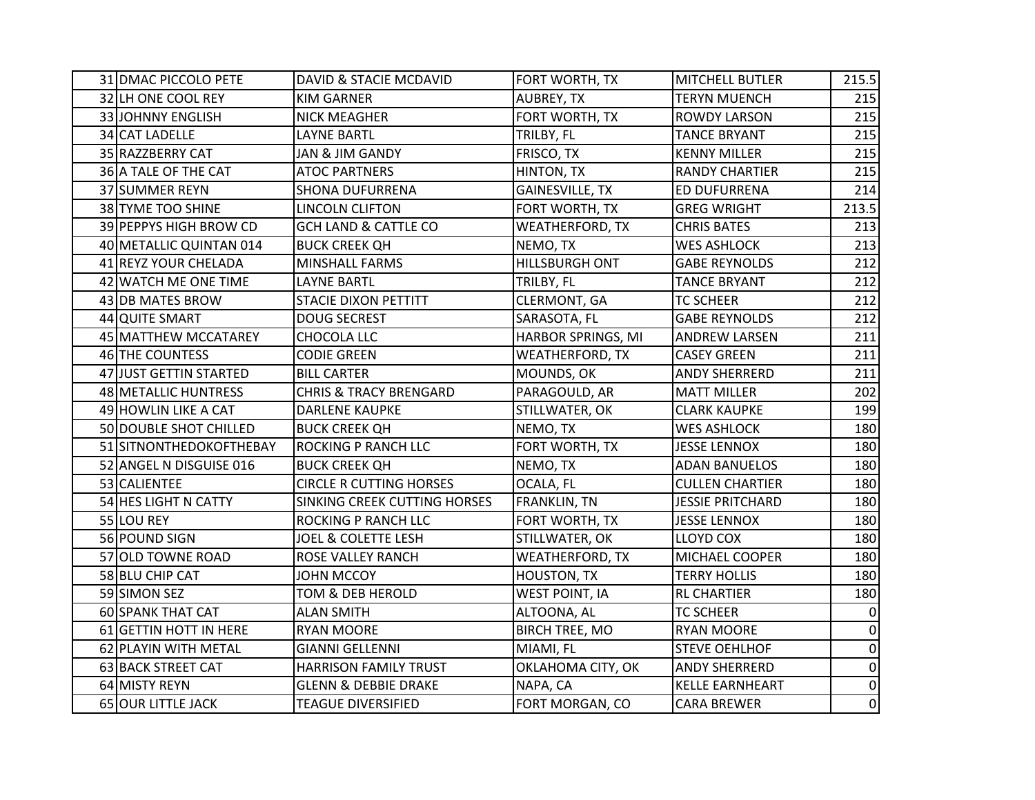| | | | | | |
|---|---|---|---|---|---|
| 31 | DMAC PICCOLO PETE | DAVID & STACIE MCDAVID | FORT WORTH, TX | MITCHELL BUTLER | 215.5 |
| 32 | LH ONE COOL REY | KIM GARNER | AUBREY, TX | TERYN MUENCH | 215 |
| 33 | JOHNNY ENGLISH | NICK MEAGHER | FORT WORTH, TX | ROWDY LARSON | 215 |
| 34 | CAT LADELLE | LAYNE BARTL | TRILBY, FL | TANCE BRYANT | 215 |
| 35 | RAZZBERRY CAT | JAN & JIM GANDY | FRISCO, TX | KENNY MILLER | 215 |
| 36 | A TALE OF THE CAT | ATOC PARTNERS | HINTON, TX | RANDY CHARTIER | 215 |
| 37 | SUMMER REYN | SHONA DUFURRENA | GAINESVILLE, TX | ED DUFURRENA | 214 |
| 38 | TYME TOO SHINE | LINCOLN CLIFTON | FORT WORTH, TX | GREG WRIGHT | 213.5 |
| 39 | PEPPYS HIGH BROW CD | GCH LAND & CATTLE CO | WEATHERFORD, TX | CHRIS BATES | 213 |
| 40 | METALLIC QUINTAN 014 | BUCK CREEK QH | NEMO, TX | WES ASHLOCK | 213 |
| 41 | REYZ YOUR CHELADA | MINSHALL FARMS | HILLSBURGH ONT | GABE REYNOLDS | 212 |
| 42 | WATCH ME ONE TIME | LAYNE BARTL | TRILBY, FL | TANCE BRYANT | 212 |
| 43 | DB MATES BROW | STACIE DIXON PETTITT | CLERMONT, GA | TC SCHEER | 212 |
| 44 | QUITE SMART | DOUG SECREST | SARASOTA, FL | GABE REYNOLDS | 212 |
| 45 | MATTHEW MCCATAREY | CHOCOLA LLC | HARBOR SPRINGS, MI | ANDREW LARSEN | 211 |
| 46 | THE COUNTESS | CODIE GREEN | WEATHERFORD, TX | CASEY GREEN | 211 |
| 47 | JUST GETTIN STARTED | BILL CARTER | MOUNDS, OK | ANDY SHERRERD | 211 |
| 48 | METALLIC HUNTRESS | CHRIS & TRACY BRENGARD | PARAGOULD, AR | MATT MILLER | 202 |
| 49 | HOWLIN LIKE A CAT | DARLENE KAUPKE | STILLWATER, OK | CLARK KAUPKE | 199 |
| 50 | DOUBLE SHOT CHILLED | BUCK CREEK QH | NEMO, TX | WES ASHLOCK | 180 |
| 51 | SITNONTHEDOKOFTHEBAY | ROCKING P RANCH LLC | FORT WORTH, TX | JESSE LENNOX | 180 |
| 52 | ANGEL N DISGUISE 016 | BUCK CREEK QH | NEMO, TX | ADAN BANUELOS | 180 |
| 53 | CALIENTEE | CIRCLE R CUTTING HORSES | OCALA, FL | CULLEN CHARTIER | 180 |
| 54 | HES LIGHT N CATTY | SINKING CREEK CUTTING HORSES | FRANKLIN, TN | JESSIE PRITCHARD | 180 |
| 55 | LOU REY | ROCKING P RANCH LLC | FORT WORTH, TX | JESSE LENNOX | 180 |
| 56 | POUND SIGN | JOEL & COLETTE LESH | STILLWATER, OK | LLOYD COX | 180 |
| 57 | OLD TOWNE ROAD | ROSE VALLEY RANCH | WEATHERFORD, TX | MICHAEL COOPER | 180 |
| 58 | BLU CHIP CAT | JOHN MCCOY | HOUSTON, TX | TERRY HOLLIS | 180 |
| 59 | SIMON SEZ | TOM & DEB HEROLD | WEST POINT, IA | RL CHARTIER | 180 |
| 60 | SPANK THAT CAT | ALAN SMITH | ALTOONA, AL | TC SCHEER | 0 |
| 61 | GETTIN HOTT IN HERE | RYAN MOORE | BIRCH TREE, MO | RYAN MOORE | 0 |
| 62 | PLAYIN WITH METAL | GIANNI GELLENNI | MIAMI, FL | STEVE OEHLHOF | 0 |
| 63 | BACK STREET CAT | HARRISON FAMILY TRUST | OKLAHOMA CITY, OK | ANDY SHERRERD | 0 |
| 64 | MISTY REYN | GLENN & DEBBIE DRAKE | NAPA, CA | KELLE EARNHEART | 0 |
| 65 | OUR LITTLE JACK | TEAGUE DIVERSIFIED | FORT MORGAN, CO | CARA BREWER | 0 |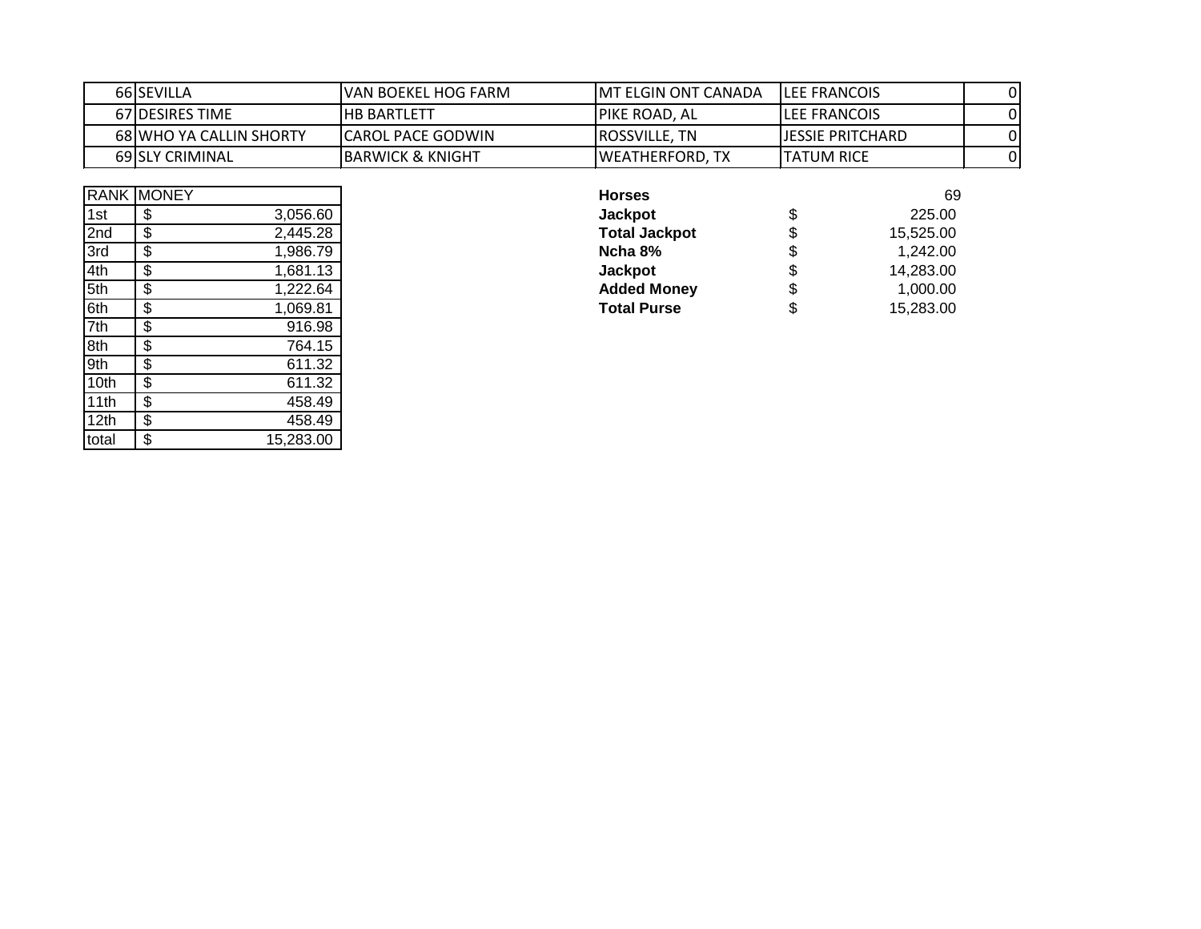| | | | | | |
|---|---|---|---|---|---|
| 66 | SEVILLA | VAN BOEKEL HOG FARM | MT ELGIN ONT CANADA | LEE FRANCOIS | 0 |
| 67 | DESIRES TIME | HB BARTLETT | PIKE ROAD, AL | LEE FRANCOIS | 0 |
| 68 | WHO YA CALLIN SHORTY | CAROL PACE GODWIN | ROSSVILLE, TN | JESSIE PRITCHARD | 0 |
| 69 | SLY CRIMINAL | BARWICK & KNIGHT | WEATHERFORD, TX | TATUM RICE | 0 |

| RANK | MONEY |
|---|---|
| 1st | $ 3,056.60 |
| 2nd | $ 2,445.28 |
| 3rd | $ 1,986.79 |
| 4th | $ 1,681.13 |
| 5th | $ 1,222.64 |
| 6th | $ 1,069.81 |
| 7th | $ 916.98 |
| 8th | $ 764.15 |
| 9th | $ 611.32 |
| 10th | $ 611.32 |
| 11th | $ 458.49 |
| 12th | $ 458.49 |
| total | $ 15,283.00 |

| | |
|---|---|
| **Horses** | 69 |
| **Jackpot** | $ 225.00 |
| **Total Jackpot** | $ 15,525.00 |
| **Ncha 8%** | $ 1,242.00 |
| **Jackpot** | $ 14,283.00 |
| **Added Money** | $ 1,000.00 |
| **Total Purse** | $ 15,283.00 |